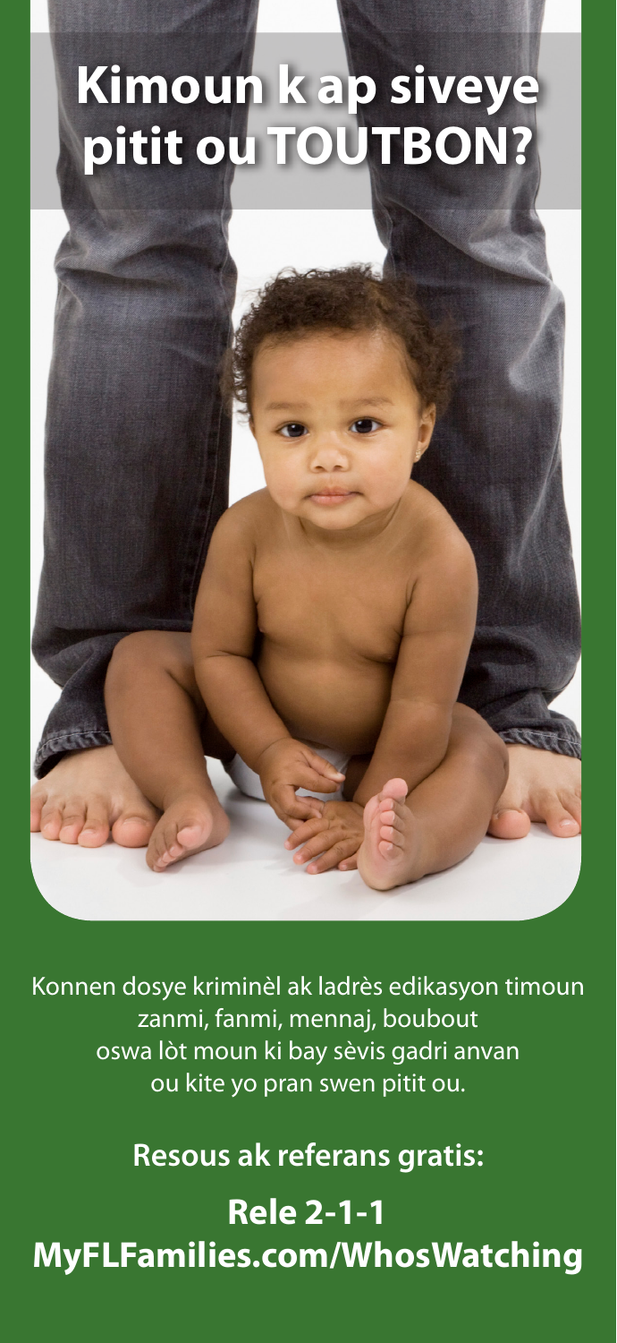# Kimoun k ap siveye pitit ou TOUTBON?

Konnen dosye kriminèl ak ladrès edikasyon timoun zanmi, fanmi, mennaj, boubout oswa lòt moun ki bay sèvis gadri anvan ou kite yo pran swen pitit ou.

**Resous ak referans gratis:**

**Rele 2-1-1**
**MyFLFamilies.com/WhosWatching**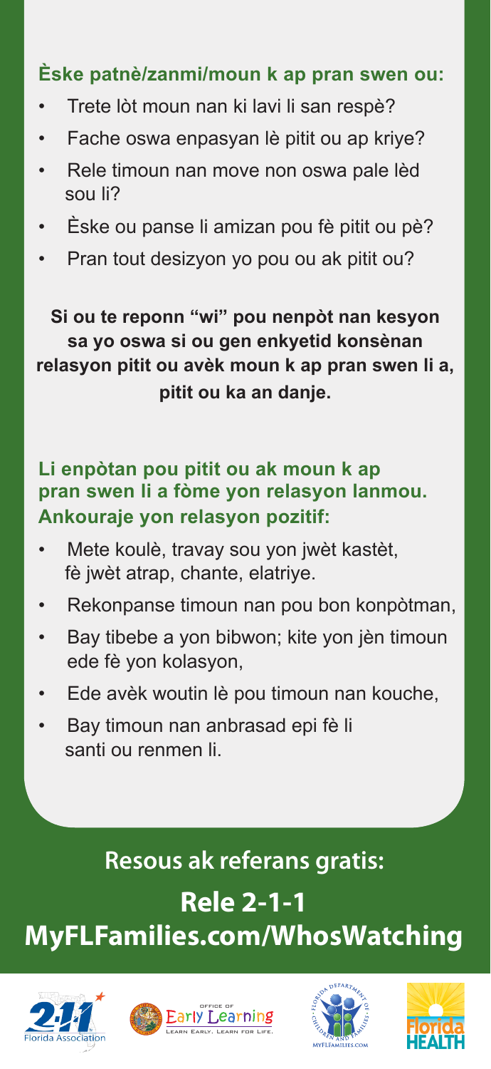### Èske patnè/zanmi/moun k ap pran swen ou:

- Trete lòt moun nan ki lavi li san respè?
- Fache oswa enpasyan lè pitit ou ap kriye?
- Rele timoun nan move non oswa pale lèd sou li?
- Èske ou panse li amizan pou fè pitit ou pè?
- Pran tout desizyon yo pou ou ak pitit ou?

**Si ou te reponn "wi" pou nenpòt nan kesyon sa yo oswa si ou gen enkyetid konsènan relasyon pitit ou avèk moun k ap pran swen li a, pitit ou ka an danje.**

### Li enpòtan pou pitit ou ak moun k ap pran swen li a fòme yon relasyon lanmou. Ankouraje yon relasyon pozitif:

- Mete koulè, travay sou yon jwèt kastèt, fè jwèt atrap, chante, elatriye.
- Rekonpanse timoun nan pou bon konpòtman,
- Bay tibebe a yon bibwon; kite yon jèn timoun ede fè yon kolasyon,
- Ede avèk woutin lè pou timoun nan kouche,
- Bay timoun nan anbrasad epi fè li santi ou renmen li.

## Resous ak referans gratis:

## Rele 2-1-1

## MyFLFamilies.com/WhosWatching

2-1-1 Florida Association

Office of Early Learning — Learn Early. Learn for Life.

Florida Department of Children and Families — MYFLFAMILIES.COM

Florida HEALTH